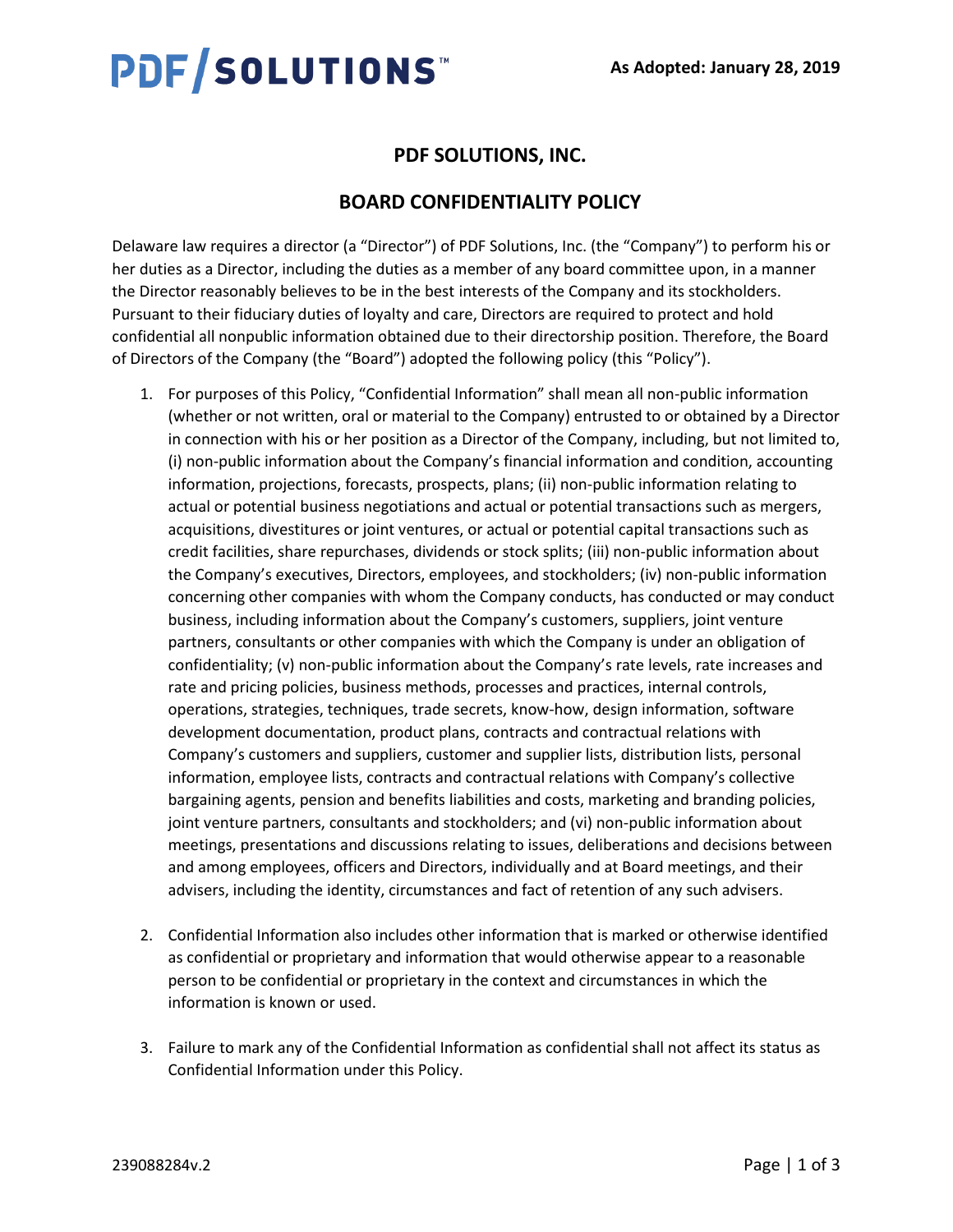PDF/SOLUTIONS™

**As Adopted: January 28, 2019**

# PDF SOLUTIONS, INC.

## BOARD CONFIDENTIALITY POLICY

Delaware law requires a director (a "Director") of PDF Solutions, Inc. (the "Company") to perform his or her duties as a Director, including the duties as a member of any board committee upon, in a manner the Director reasonably believes to be in the best interests of the Company and its stockholders. Pursuant to their fiduciary duties of loyalty and care, Directors are required to protect and hold confidential all nonpublic information obtained due to their directorship position. Therefore, the Board of Directors of the Company (the "Board") adopted the following policy (this "Policy").

1. For purposes of this Policy, "Confidential Information" shall mean all non-public information (whether or not written, oral or material to the Company) entrusted to or obtained by a Director in connection with his or her position as a Director of the Company, including, but not limited to, (i) non-public information about the Company's financial information and condition, accounting information, projections, forecasts, prospects, plans; (ii) non-public information relating to actual or potential business negotiations and actual or potential transactions such as mergers, acquisitions, divestitures or joint ventures, or actual or potential capital transactions such as credit facilities, share repurchases, dividends or stock splits; (iii) non-public information about the Company's executives, Directors, employees, and stockholders; (iv) non-public information concerning other companies with whom the Company conducts, has conducted or may conduct business, including information about the Company's customers, suppliers, joint venture partners, consultants or other companies with which the Company is under an obligation of confidentiality; (v) non-public information about the Company's rate levels, rate increases and rate and pricing policies, business methods, processes and practices, internal controls, operations, strategies, techniques, trade secrets, know-how, design information, software development documentation, product plans, contracts and contractual relations with Company's customers and suppliers, customer and supplier lists, distribution lists, personal information, employee lists, contracts and contractual relations with Company's collective bargaining agents, pension and benefits liabilities and costs, marketing and branding policies, joint venture partners, consultants and stockholders; and (vi) non-public information about meetings, presentations and discussions relating to issues, deliberations and decisions between and among employees, officers and Directors, individually and at Board meetings, and their advisers, including the identity, circumstances and fact of retention of any such advisers.

2. Confidential Information also includes other information that is marked or otherwise identified as confidential or proprietary and information that would otherwise appear to a reasonable person to be confidential or proprietary in the context and circumstances in which the information is known or used.

3. Failure to mark any of the Confidential Information as confidential shall not affect its status as Confidential Information under this Policy.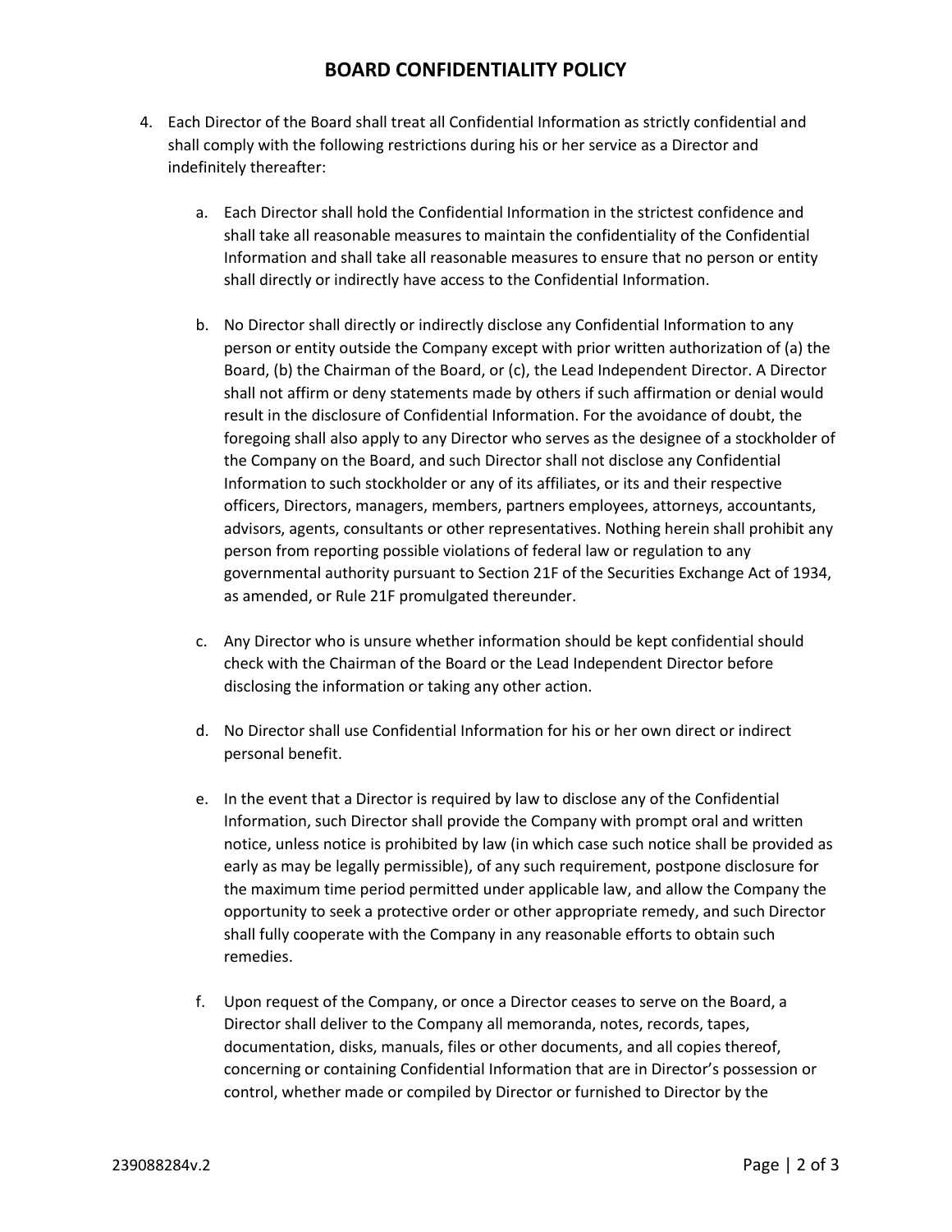4. Each Director of the Board shall treat all Confidential Information as strictly confidential and shall comply with the following restrictions during his or her service as a Director and indefinitely thereafter:

    a. Each Director shall hold the Confidential Information in the strictest confidence and shall take all reasonable measures to maintain the confidentiality of the Confidential Information and shall take all reasonable measures to ensure that no person or entity shall directly or indirectly have access to the Confidential Information.

    b. No Director shall directly or indirectly disclose any Confidential Information to any person or entity outside the Company except with prior written authorization of (a) the Board, (b) the Chairman of the Board, or (c), the Lead Independent Director. A Director shall not affirm or deny statements made by others if such affirmation or denial would result in the disclosure of Confidential Information. For the avoidance of doubt, the foregoing shall also apply to any Director who serves as the designee of a stockholder of the Company on the Board, and such Director shall not disclose any Confidential Information to such stockholder or any of its affiliates, or its and their respective officers, Directors, managers, members, partners employees, attorneys, accountants, advisors, agents, consultants or other representatives. Nothing herein shall prohibit any person from reporting possible violations of federal law or regulation to any governmental authority pursuant to Section 21F of the Securities Exchange Act of 1934, as amended, or Rule 21F promulgated thereunder.

    c. Any Director who is unsure whether information should be kept confidential should check with the Chairman of the Board or the Lead Independent Director before disclosing the information or taking any other action.

    d. No Director shall use Confidential Information for his or her own direct or indirect personal benefit.

    e. In the event that a Director is required by law to disclose any of the Confidential Information, such Director shall provide the Company with prompt oral and written notice, unless notice is prohibited by law (in which case such notice shall be provided as early as may be legally permissible), of any such requirement, postpone disclosure for the maximum time period permitted under applicable law, and allow the Company the opportunity to seek a protective order or other appropriate remedy, and such Director shall fully cooperate with the Company in any reasonable efforts to obtain such remedies.

    f. Upon request of the Company, or once a Director ceases to serve on the Board, a Director shall deliver to the Company all memoranda, notes, records, tapes, documentation, disks, manuals, files or other documents, and all copies thereof, concerning or containing Confidential Information that are in Director's possession or control, whether made or compiled by Director or furnished to Director by the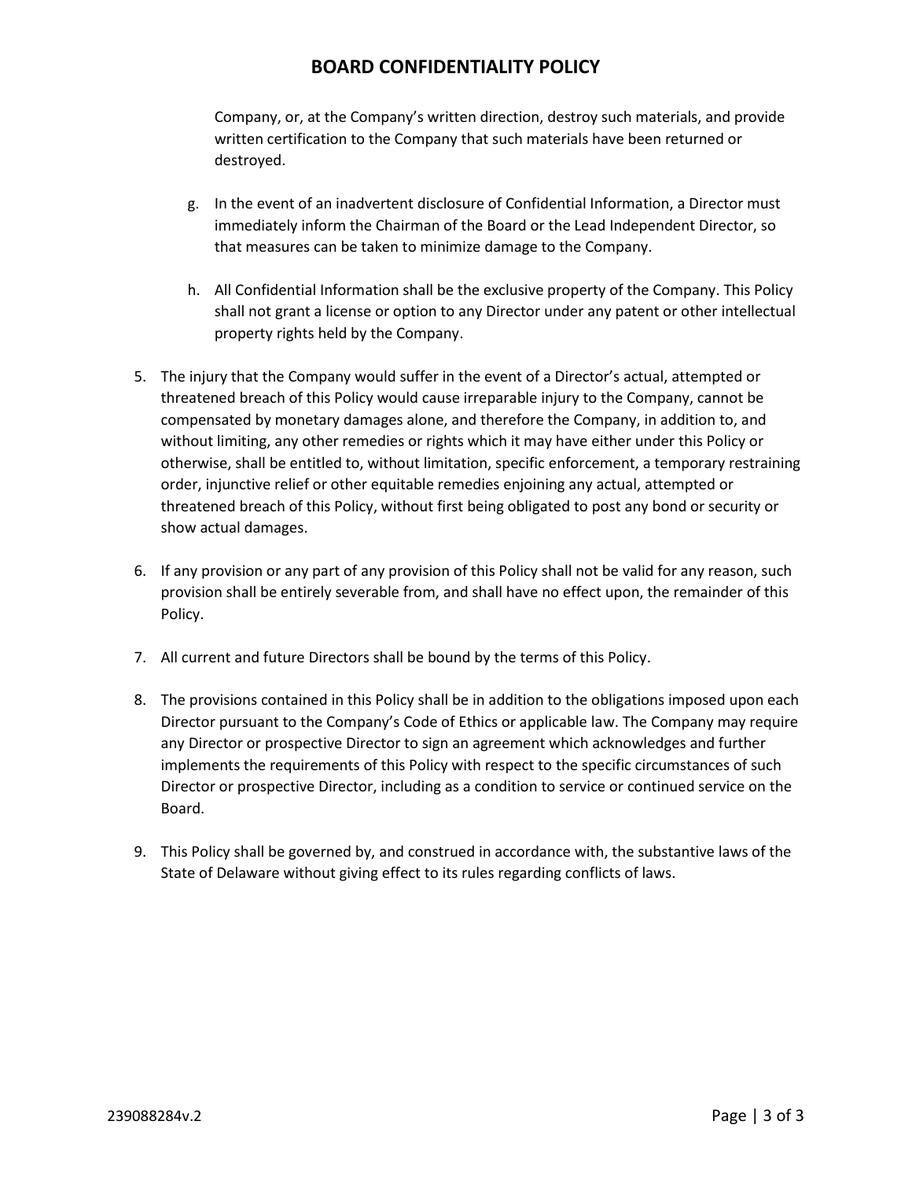Company, or, at the Company's written direction, destroy such materials, and provide written certification to the Company that such materials have been returned or destroyed.

   g. In the event of an inadvertent disclosure of Confidential Information, a Director must immediately inform the Chairman of the Board or the Lead Independent Director, so that measures can be taken to minimize damage to the Company.

   h. All Confidential Information shall be the exclusive property of the Company. This Policy shall not grant a license or option to any Director under any patent or other intellectual property rights held by the Company.

5. The injury that the Company would suffer in the event of a Director's actual, attempted or threatened breach of this Policy would cause irreparable injury to the Company, cannot be compensated by monetary damages alone, and therefore the Company, in addition to, and without limiting, any other remedies or rights which it may have either under this Policy or otherwise, shall be entitled to, without limitation, specific enforcement, a temporary restraining order, injunctive relief or other equitable remedies enjoining any actual, attempted or threatened breach of this Policy, without first being obligated to post any bond or security or show actual damages.

6. If any provision or any part of any provision of this Policy shall not be valid for any reason, such provision shall be entirely severable from, and shall have no effect upon, the remainder of this Policy.

7. All current and future Directors shall be bound by the terms of this Policy.

8. The provisions contained in this Policy shall be in addition to the obligations imposed upon each Director pursuant to the Company's Code of Ethics or applicable law. The Company may require any Director or prospective Director to sign an agreement which acknowledges and further implements the requirements of this Policy with respect to the specific circumstances of such Director or prospective Director, including as a condition to service or continued service on the Board.

9. This Policy shall be governed by, and construed in accordance with, the substantive laws of the State of Delaware without giving effect to its rules regarding conflicts of laws.